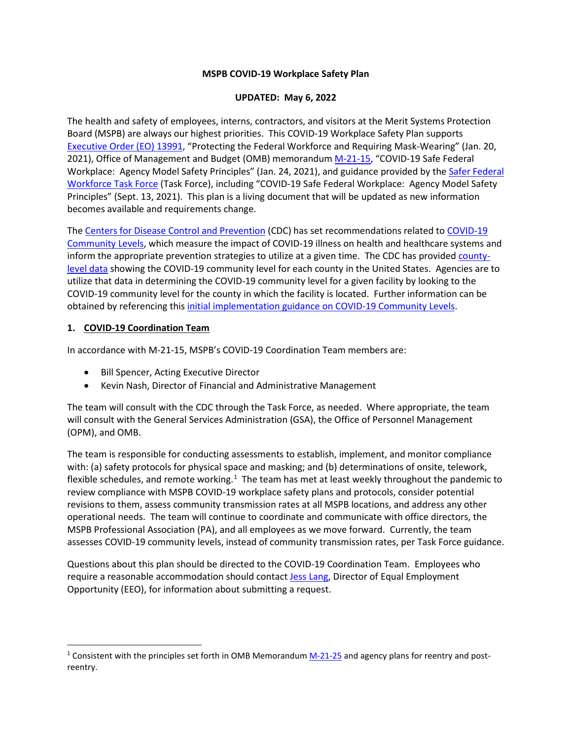**MSPB COVID-19 Workplace Safety Plan**

**UPDATED: May 6, 2022**

The health and safety of employees, interns, contractors, and visitors at the Merit Systems Protection Board (MSPB) are always our highest priorities. This COVID-19 Workplace Safety Plan supports Executive Order (EO) 13991, "Protecting the Federal Workforce and Requiring Mask-Wearing" (Jan. 20, 2021), Office of Management and Budget (OMB) memorandum M-21-15, "COVID-19 Safe Federal Workplace: Agency Model Safety Principles" (Jan. 24, 2021), and guidance provided by the Safer Federal Workforce Task Force (Task Force), including "COVID-19 Safe Federal Workplace: Agency Model Safety Principles" (Sept. 13, 2021). This plan is a living document that will be updated as new information becomes available and requirements change.

The Centers for Disease Control and Prevention (CDC) has set recommendations related to COVID-19 Community Levels, which measure the impact of COVID-19 illness on health and healthcare systems and inform the appropriate prevention strategies to utilize at a given time. The CDC has provided county-level data showing the COVID-19 community level for each county in the United States. Agencies are to utilize that data in determining the COVID-19 community level for a given facility by looking to the COVID-19 community level for the county in which the facility is located. Further information can be obtained by referencing this initial implementation guidance on COVID-19 Community Levels.

## 1. COVID-19 Coordination Team

In accordance with M-21-15, MSPB's COVID-19 Coordination Team members are:

- Bill Spencer, Acting Executive Director
- Kevin Nash, Director of Financial and Administrative Management

The team will consult with the CDC through the Task Force, as needed. Where appropriate, the team will consult with the General Services Administration (GSA), the Office of Personnel Management (OPM), and OMB.

The team is responsible for conducting assessments to establish, implement, and monitor compliance with: (a) safety protocols for physical space and masking; and (b) determinations of onsite, telework, flexible schedules, and remote working.[1] The team has met at least weekly throughout the pandemic to review compliance with MSPB COVID-19 workplace safety plans and protocols, consider potential revisions to them, assess community transmission rates at all MSPB locations, and address any other operational needs. The team will continue to coordinate and communicate with office directors, the MSPB Professional Association (PA), and all employees as we move forward. Currently, the team assesses COVID-19 community levels, instead of community transmission rates, per Task Force guidance.

Questions about this plan should be directed to the COVID-19 Coordination Team. Employees who require a reasonable accommodation should contact Jess Lang, Director of Equal Employment Opportunity (EEO), for information about submitting a request.

---

[1] Consistent with the principles set forth in OMB Memorandum M-21-25 and agency plans for reentry and post-reentry.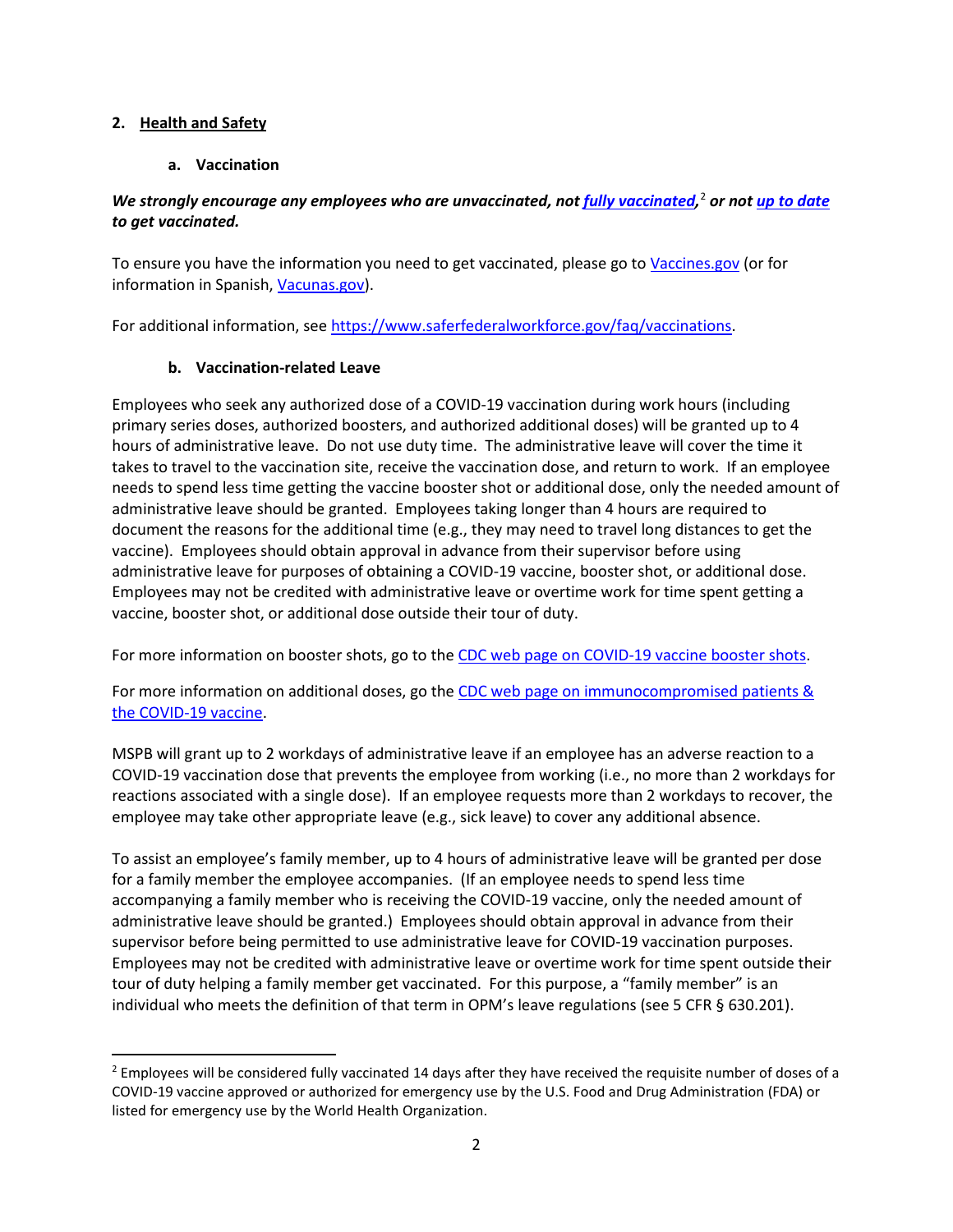## 2. Health and Safety

### a. Vaccination

***We strongly encourage any employees who are unvaccinated, not fully vaccinated,[2] or not up to date to get vaccinated.***

To ensure you have the information you need to get vaccinated, please go to Vaccines.gov (or for information in Spanish, Vacunas.gov).

For additional information, see https://www.saferfederalworkforce.gov/faq/vaccinations.

### b. Vaccination-related Leave

Employees who seek any authorized dose of a COVID-19 vaccination during work hours (including primary series doses, authorized boosters, and authorized additional doses) will be granted up to 4 hours of administrative leave. Do not use duty time. The administrative leave will cover the time it takes to travel to the vaccination site, receive the vaccination dose, and return to work. If an employee needs to spend less time getting the vaccine booster shot or additional dose, only the needed amount of administrative leave should be granted. Employees taking longer than 4 hours are required to document the reasons for the additional time (e.g., they may need to travel long distances to get the vaccine). Employees should obtain approval in advance from their supervisor before using administrative leave for purposes of obtaining a COVID-19 vaccine, booster shot, or additional dose. Employees may not be credited with administrative leave or overtime work for time spent getting a vaccine, booster shot, or additional dose outside their tour of duty.

For more information on booster shots, go to the CDC web page on COVID-19 vaccine booster shots.

For more information on additional doses, go the CDC web page on immunocompromised patients & the COVID-19 vaccine.

MSPB will grant up to 2 workdays of administrative leave if an employee has an adverse reaction to a COVID-19 vaccination dose that prevents the employee from working (i.e., no more than 2 workdays for reactions associated with a single dose). If an employee requests more than 2 workdays to recover, the employee may take other appropriate leave (e.g., sick leave) to cover any additional absence.

To assist an employee's family member, up to 4 hours of administrative leave will be granted per dose for a family member the employee accompanies. (If an employee needs to spend less time accompanying a family member who is receiving the COVID-19 vaccine, only the needed amount of administrative leave should be granted.) Employees should obtain approval in advance from their supervisor before being permitted to use administrative leave for COVID-19 vaccination purposes. Employees may not be credited with administrative leave or overtime work for time spent outside their tour of duty helping a family member get vaccinated. For this purpose, a "family member" is an individual who meets the definition of that term in OPM's leave regulations (see 5 CFR § 630.201).

[2] Employees will be considered fully vaccinated 14 days after they have received the requisite number of doses of a COVID-19 vaccine approved or authorized for emergency use by the U.S. Food and Drug Administration (FDA) or listed for emergency use by the World Health Organization.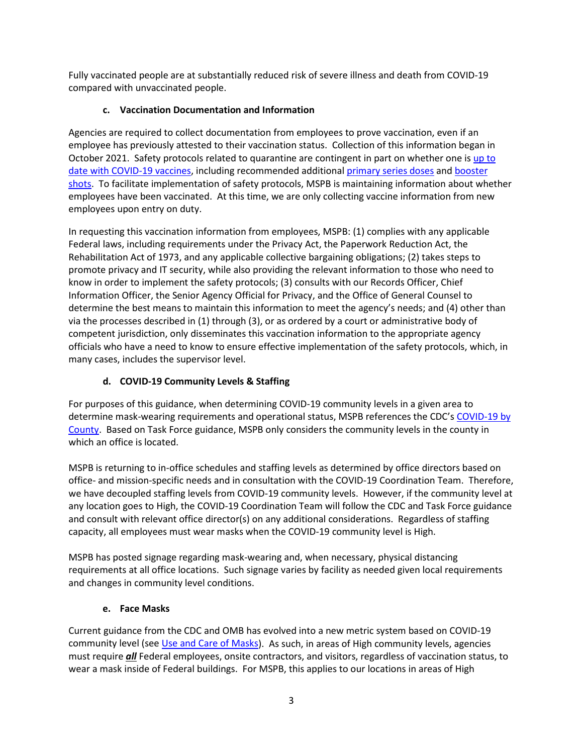Fully vaccinated people are at substantially reduced risk of severe illness and death from COVID-19 compared with unvaccinated people.

### c. Vaccination Documentation and Information

Agencies are required to collect documentation from employees to prove vaccination, even if an employee has previously attested to their vaccination status. Collection of this information began in October 2021. Safety protocols related to quarantine are contingent in part on whether one is up to date with COVID-19 vaccines, including recommended additional primary series doses and booster shots. To facilitate implementation of safety protocols, MSPB is maintaining information about whether employees have been vaccinated. At this time, we are only collecting vaccine information from new employees upon entry on duty.

In requesting this vaccination information from employees, MSPB: (1) complies with any applicable Federal laws, including requirements under the Privacy Act, the Paperwork Reduction Act, the Rehabilitation Act of 1973, and any applicable collective bargaining obligations; (2) takes steps to promote privacy and IT security, while also providing the relevant information to those who need to know in order to implement the safety protocols; (3) consults with our Records Officer, Chief Information Officer, the Senior Agency Official for Privacy, and the Office of General Counsel to determine the best means to maintain this information to meet the agency's needs; and (4) other than via the processes described in (1) through (3), or as ordered by a court or administrative body of competent jurisdiction, only disseminates this vaccination information to the appropriate agency officials who have a need to know to ensure effective implementation of the safety protocols, which, in many cases, includes the supervisor level.

### d. COVID-19 Community Levels & Staffing

For purposes of this guidance, when determining COVID-19 community levels in a given area to determine mask-wearing requirements and operational status, MSPB references the CDC's COVID-19 by County. Based on Task Force guidance, MSPB only considers the community levels in the county in which an office is located.

MSPB is returning to in-office schedules and staffing levels as determined by office directors based on office- and mission-specific needs and in consultation with the COVID-19 Coordination Team. Therefore, we have decoupled staffing levels from COVID-19 community levels. However, if the community level at any location goes to High, the COVID-19 Coordination Team will follow the CDC and Task Force guidance and consult with relevant office director(s) on any additional considerations. Regardless of staffing capacity, all employees must wear masks when the COVID-19 community level is High.

MSPB has posted signage regarding mask-wearing and, when necessary, physical distancing requirements at all office locations. Such signage varies by facility as needed given local requirements and changes in community level conditions.

### e. Face Masks

Current guidance from the CDC and OMB has evolved into a new metric system based on COVID-19 community level (see Use and Care of Masks). As such, in areas of High community levels, agencies must require ***all*** Federal employees, onsite contractors, and visitors, regardless of vaccination status, to wear a mask inside of Federal buildings. For MSPB, this applies to our locations in areas of High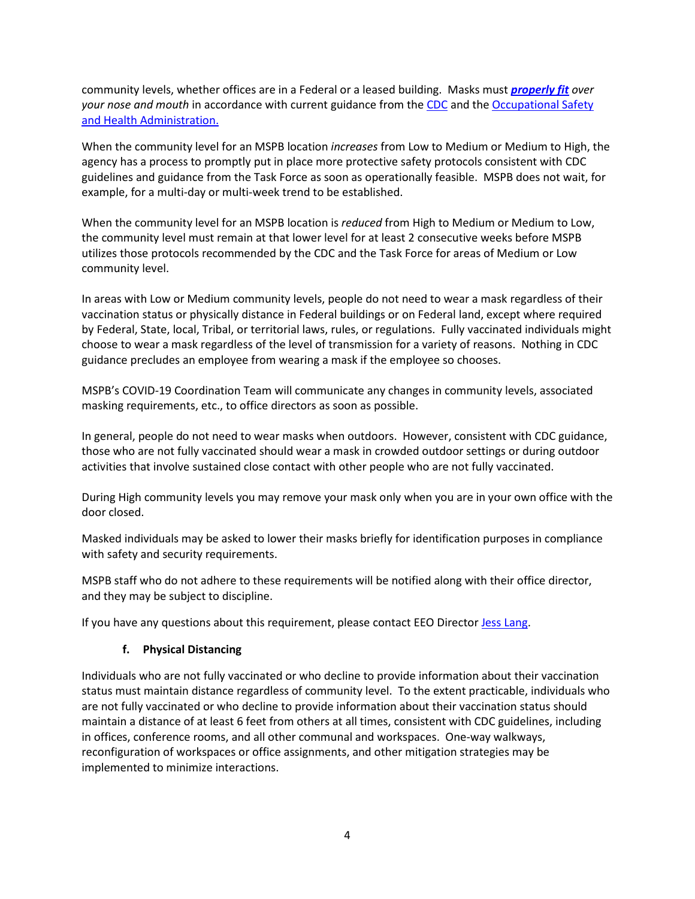community levels, whether offices are in a Federal or a leased building. Masks must ***properly fit*** *over your nose and mouth* in accordance with current guidance from the CDC and the Occupational Safety and Health Administration.

When the community level for an MSPB location *increases* from Low to Medium or Medium to High, the agency has a process to promptly put in place more protective safety protocols consistent with CDC guidelines and guidance from the Task Force as soon as operationally feasible. MSPB does not wait, for example, for a multi-day or multi-week trend to be established.

When the community level for an MSPB location is *reduced* from High to Medium or Medium to Low, the community level must remain at that lower level for at least 2 consecutive weeks before MSPB utilizes those protocols recommended by the CDC and the Task Force for areas of Medium or Low community level.

In areas with Low or Medium community levels, people do not need to wear a mask regardless of their vaccination status or physically distance in Federal buildings or on Federal land, except where required by Federal, State, local, Tribal, or territorial laws, rules, or regulations. Fully vaccinated individuals might choose to wear a mask regardless of the level of transmission for a variety of reasons. Nothing in CDC guidance precludes an employee from wearing a mask if the employee so chooses.

MSPB's COVID-19 Coordination Team will communicate any changes in community levels, associated masking requirements, etc., to office directors as soon as possible.

In general, people do not need to wear masks when outdoors. However, consistent with CDC guidance, those who are not fully vaccinated should wear a mask in crowded outdoor settings or during outdoor activities that involve sustained close contact with other people who are not fully vaccinated.

During High community levels you may remove your mask only when you are in your own office with the door closed.

Masked individuals may be asked to lower their masks briefly for identification purposes in compliance with safety and security requirements.

MSPB staff who do not adhere to these requirements will be notified along with their office director, and they may be subject to discipline.

If you have any questions about this requirement, please contact EEO Director Jess Lang.

#### f. Physical Distancing

Individuals who are not fully vaccinated or who decline to provide information about their vaccination status must maintain distance regardless of community level. To the extent practicable, individuals who are not fully vaccinated or who decline to provide information about their vaccination status should maintain a distance of at least 6 feet from others at all times, consistent with CDC guidelines, including in offices, conference rooms, and all other communal and workspaces. One-way walkways, reconfiguration of workspaces or office assignments, and other mitigation strategies may be implemented to minimize interactions.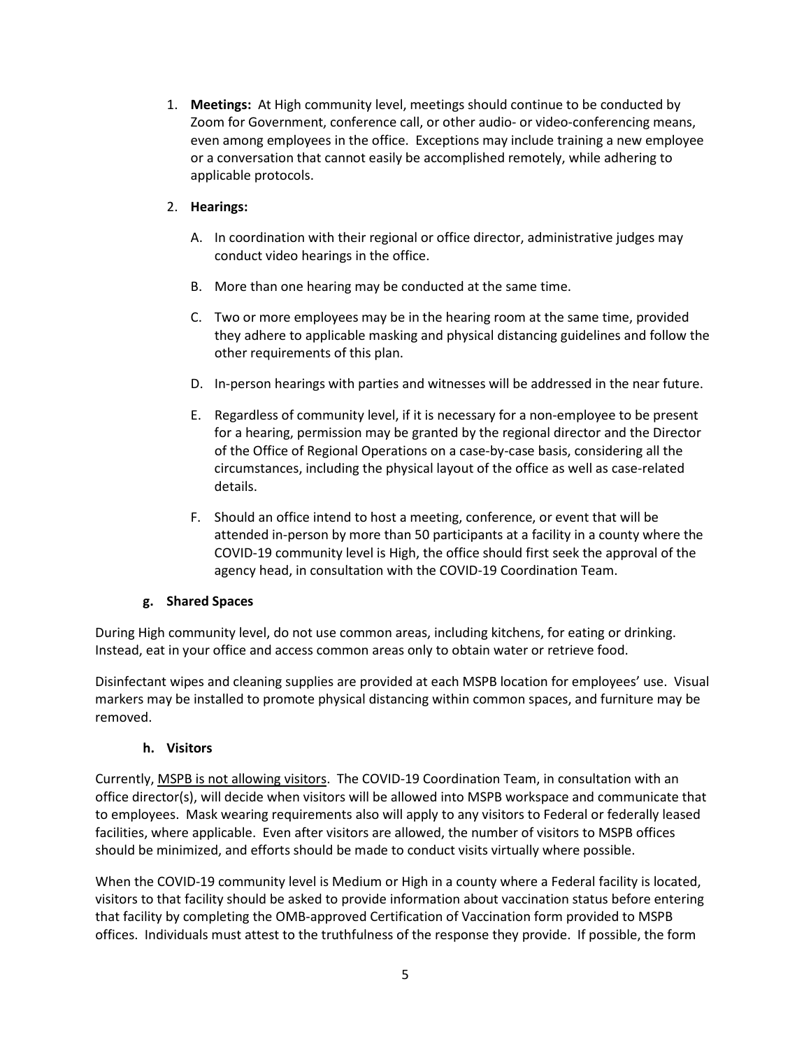1. **Meetings:** At High community level, meetings should continue to be conducted by Zoom for Government, conference call, or other audio- or video-conferencing means, even among employees in the office. Exceptions may include training a new employee or a conversation that cannot easily be accomplished remotely, while adhering to applicable protocols.

2. **Hearings:**

   A. In coordination with their regional or office director, administrative judges may conduct video hearings in the office.

   B. More than one hearing may be conducted at the same time.

   C. Two or more employees may be in the hearing room at the same time, provided they adhere to applicable masking and physical distancing guidelines and follow the other requirements of this plan.

   D. In-person hearings with parties and witnesses will be addressed in the near future.

   E. Regardless of community level, if it is necessary for a non-employee to be present for a hearing, permission may be granted by the regional director and the Director of the Office of Regional Operations on a case-by-case basis, considering all the circumstances, including the physical layout of the office as well as case-related details.

   F. Should an office intend to host a meeting, conference, or event that will be attended in-person by more than 50 participants at a facility in a county where the COVID-19 community level is High, the office should first seek the approval of the agency head, in consultation with the COVID-19 Coordination Team.

#### g. Shared Spaces

During High community level, do not use common areas, including kitchens, for eating or drinking. Instead, eat in your office and access common areas only to obtain water or retrieve food.

Disinfectant wipes and cleaning supplies are provided at each MSPB location for employees' use. Visual markers may be installed to promote physical distancing within common spaces, and furniture may be removed.

#### h. Visitors

Currently, MSPB is not allowing visitors. The COVID-19 Coordination Team, in consultation with an office director(s), will decide when visitors will be allowed into MSPB workspace and communicate that to employees. Mask wearing requirements also will apply to any visitors to Federal or federally leased facilities, where applicable. Even after visitors are allowed, the number of visitors to MSPB offices should be minimized, and efforts should be made to conduct visits virtually where possible.

When the COVID-19 community level is Medium or High in a county where a Federal facility is located, visitors to that facility should be asked to provide information about vaccination status before entering that facility by completing the OMB-approved Certification of Vaccination form provided to MSPB offices. Individuals must attest to the truthfulness of the response they provide. If possible, the form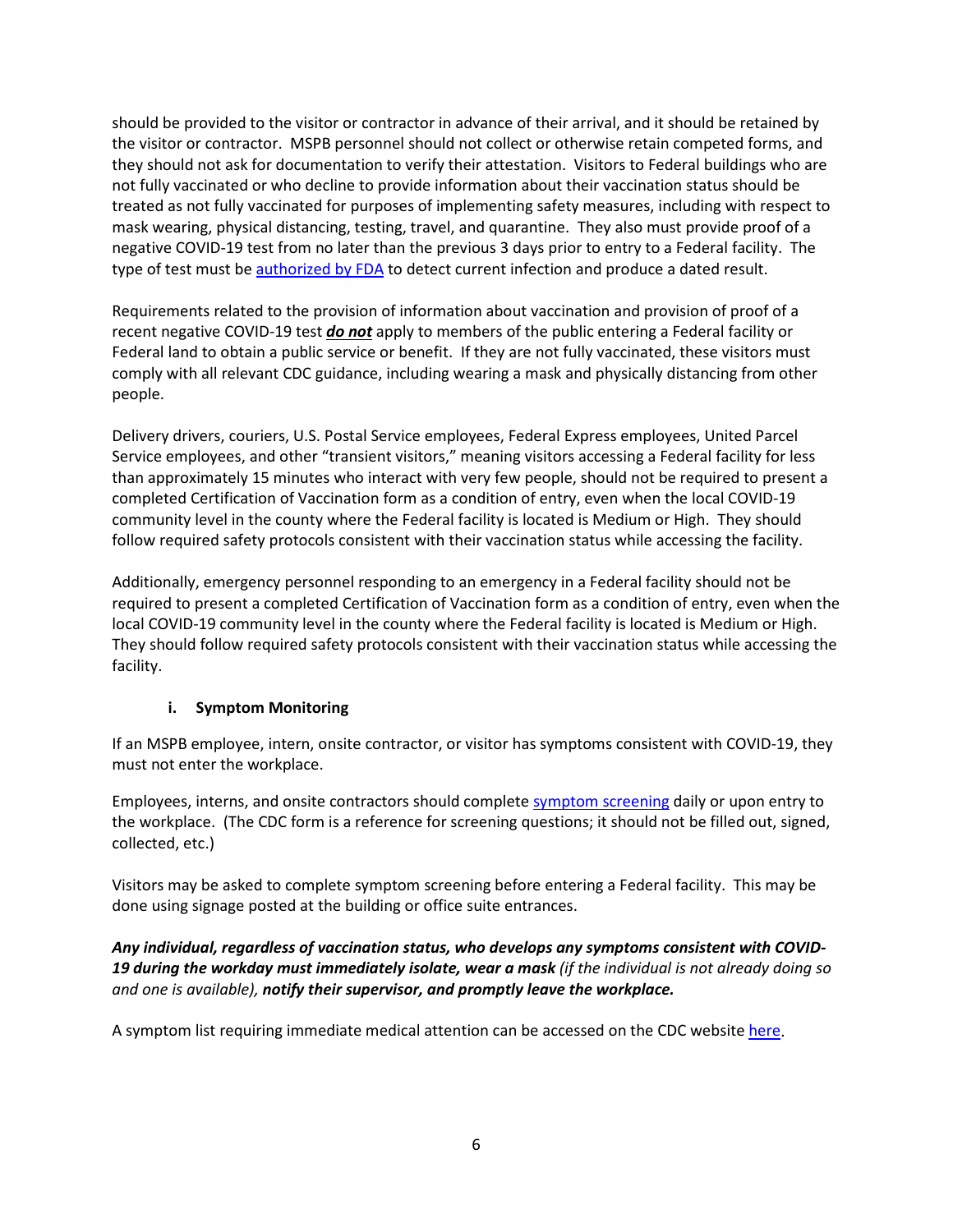should be provided to the visitor or contractor in advance of their arrival, and it should be retained by the visitor or contractor. MSPB personnel should not collect or otherwise retain competed forms, and they should not ask for documentation to verify their attestation. Visitors to Federal buildings who are not fully vaccinated or who decline to provide information about their vaccination status should be treated as not fully vaccinated for purposes of implementing safety measures, including with respect to mask wearing, physical distancing, testing, travel, and quarantine. They also must provide proof of a negative COVID-19 test from no later than the previous 3 days prior to entry to a Federal facility. The type of test must be [authorized by FDA](#) to detect current infection and produce a dated result.

Requirements related to the provision of information about vaccination and provision of proof of a recent negative COVID-19 test ***do not*** apply to members of the public entering a Federal facility or Federal land to obtain a public service or benefit. If they are not fully vaccinated, these visitors must comply with all relevant CDC guidance, including wearing a mask and physically distancing from other people.

Delivery drivers, couriers, U.S. Postal Service employees, Federal Express employees, United Parcel Service employees, and other "transient visitors," meaning visitors accessing a Federal facility for less than approximately 15 minutes who interact with very few people, should not be required to present a completed Certification of Vaccination form as a condition of entry, even when the local COVID-19 community level in the county where the Federal facility is located is Medium or High. They should follow required safety protocols consistent with their vaccination status while accessing the facility.

Additionally, emergency personnel responding to an emergency in a Federal facility should not be required to present a completed Certification of Vaccination form as a condition of entry, even when the local COVID-19 community level in the county where the Federal facility is located is Medium or High. They should follow required safety protocols consistent with their vaccination status while accessing the facility.

### i. Symptom Monitoring

If an MSPB employee, intern, onsite contractor, or visitor has symptoms consistent with COVID-19, they must not enter the workplace.

Employees, interns, and onsite contractors should complete [symptom screening](#) daily or upon entry to the workplace. (The CDC form is a reference for screening questions; it should not be filled out, signed, collected, etc.)

Visitors may be asked to complete symptom screening before entering a Federal facility. This may be done using signage posted at the building or office suite entrances.

***Any individual, regardless of vaccination status, who develops any symptoms consistent with COVID-19 during the workday must immediately isolate, wear a mask*** *(if the individual is not already doing so and one is available),* ***notify their supervisor, and promptly leave the workplace.***

A symptom list requiring immediate medical attention can be accessed on the CDC website [here](#).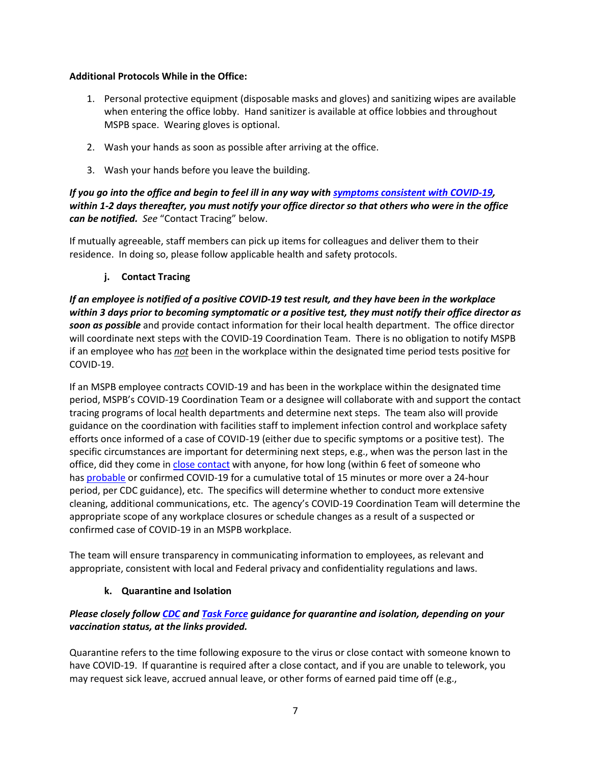**Additional Protocols While in the Office:**

1. Personal protective equipment (disposable masks and gloves) and sanitizing wipes are available when entering the office lobby. Hand sanitizer is available at office lobbies and throughout MSPB space. Wearing gloves is optional.

2. Wash your hands as soon as possible after arriving at the office.

3. Wash your hands before you leave the building.

***If you go into the office and begin to feel ill in any way with symptoms consistent with COVID-19, within 1-2 days thereafter, you must notify your office director so that others who were in the office can be notified.*** *See* "Contact Tracing" below.

If mutually agreeable, staff members can pick up items for colleagues and deliver them to their residence. In doing so, please follow applicable health and safety protocols.

**j. Contact Tracing**

***If an employee is notified of a positive COVID-19 test result, and they have been in the workplace within 3 days prior to becoming symptomatic or a positive test, they must notify their office director as soon as possible*** and provide contact information for their local health department. The office director will coordinate next steps with the COVID-19 Coordination Team. There is no obligation to notify MSPB if an employee who has ***not*** been in the workplace within the designated time period tests positive for COVID-19.

If an MSPB employee contracts COVID-19 and has been in the workplace within the designated time period, MSPB's COVID-19 Coordination Team or a designee will collaborate with and support the contact tracing programs of local health departments and determine next steps. The team also will provide guidance on the coordination with facilities staff to implement infection control and workplace safety efforts once informed of a case of COVID-19 (either due to specific symptoms or a positive test). The specific circumstances are important for determining next steps, e.g., when was the person last in the office, did they come in close contact with anyone, for how long (within 6 feet of someone who has probable or confirmed COVID-19 for a cumulative total of 15 minutes or more over a 24-hour period, per CDC guidance), etc. The specifics will determine whether to conduct more extensive cleaning, additional communications, etc. The agency's COVID-19 Coordination Team will determine the appropriate scope of any workplace closures or schedule changes as a result of a suspected or confirmed case of COVID-19 in an MSPB workplace.

The team will ensure transparency in communicating information to employees, as relevant and appropriate, consistent with local and Federal privacy and confidentiality regulations and laws.

**k. Quarantine and Isolation**

***Please closely follow CDC and Task Force guidance for quarantine and isolation, depending on your vaccination status, at the links provided.***

Quarantine refers to the time following exposure to the virus or close contact with someone known to have COVID-19. If quarantine is required after a close contact, and if you are unable to telework, you may request sick leave, accrued annual leave, or other forms of earned paid time off (e.g.,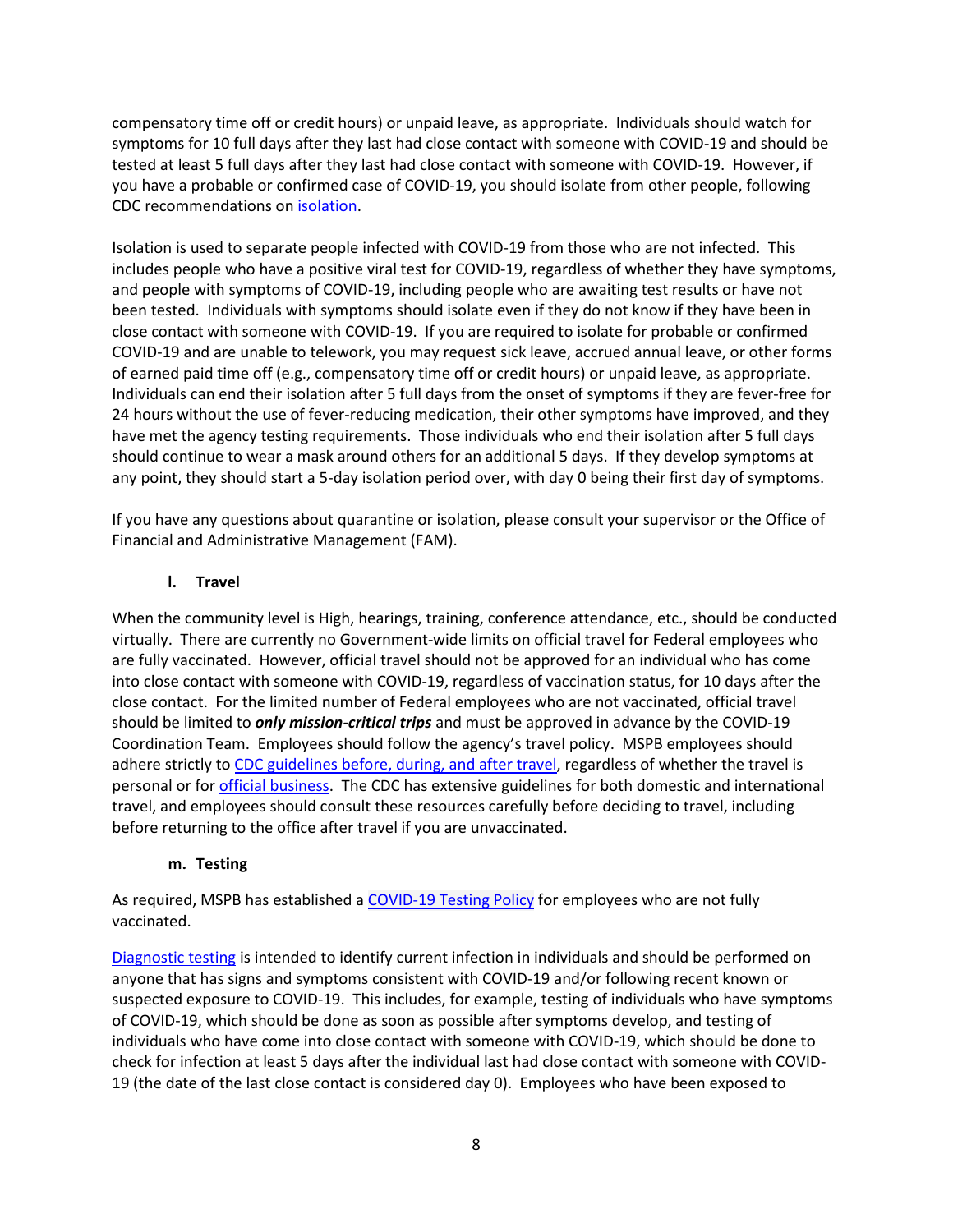compensatory time off or credit hours) or unpaid leave, as appropriate. Individuals should watch for symptoms for 10 full days after they last had close contact with someone with COVID-19 and should be tested at least 5 full days after they last had close contact with someone with COVID-19. However, if you have a probable or confirmed case of COVID-19, you should isolate from other people, following CDC recommendations on isolation.

Isolation is used to separate people infected with COVID-19 from those who are not infected. This includes people who have a positive viral test for COVID-19, regardless of whether they have symptoms, and people with symptoms of COVID-19, including people who are awaiting test results or have not been tested. Individuals with symptoms should isolate even if they do not know if they have been in close contact with someone with COVID-19. If you are required to isolate for probable or confirmed COVID-19 and are unable to telework, you may request sick leave, accrued annual leave, or other forms of earned paid time off (e.g., compensatory time off or credit hours) or unpaid leave, as appropriate. Individuals can end their isolation after 5 full days from the onset of symptoms if they are fever-free for 24 hours without the use of fever-reducing medication, their other symptoms have improved, and they have met the agency testing requirements. Those individuals who end their isolation after 5 full days should continue to wear a mask around others for an additional 5 days. If they develop symptoms at any point, they should start a 5-day isolation period over, with day 0 being their first day of symptoms.

If you have any questions about quarantine or isolation, please consult your supervisor or the Office of Financial and Administrative Management (FAM).

### l. Travel

When the community level is High, hearings, training, conference attendance, etc., should be conducted virtually. There are currently no Government-wide limits on official travel for Federal employees who are fully vaccinated. However, official travel should not be approved for an individual who has come into close contact with someone with COVID-19, regardless of vaccination status, for 10 days after the close contact. For the limited number of Federal employees who are not vaccinated, official travel should be limited to ***only mission-critical trips*** and must be approved in advance by the COVID-19 Coordination Team. Employees should follow the agency's travel policy. MSPB employees should adhere strictly to CDC guidelines before, during, and after travel, regardless of whether the travel is personal or for official business. The CDC has extensive guidelines for both domestic and international travel, and employees should consult these resources carefully before deciding to travel, including before returning to the office after travel if you are unvaccinated.

### m. Testing

As required, MSPB has established a COVID-19 Testing Policy for employees who are not fully vaccinated.

Diagnostic testing is intended to identify current infection in individuals and should be performed on anyone that has signs and symptoms consistent with COVID-19 and/or following recent known or suspected exposure to COVID-19. This includes, for example, testing of individuals who have symptoms of COVID-19, which should be done as soon as possible after symptoms develop, and testing of individuals who have come into close contact with someone with COVID-19, which should be done to check for infection at least 5 days after the individual last had close contact with someone with COVID-19 (the date of the last close contact is considered day 0). Employees who have been exposed to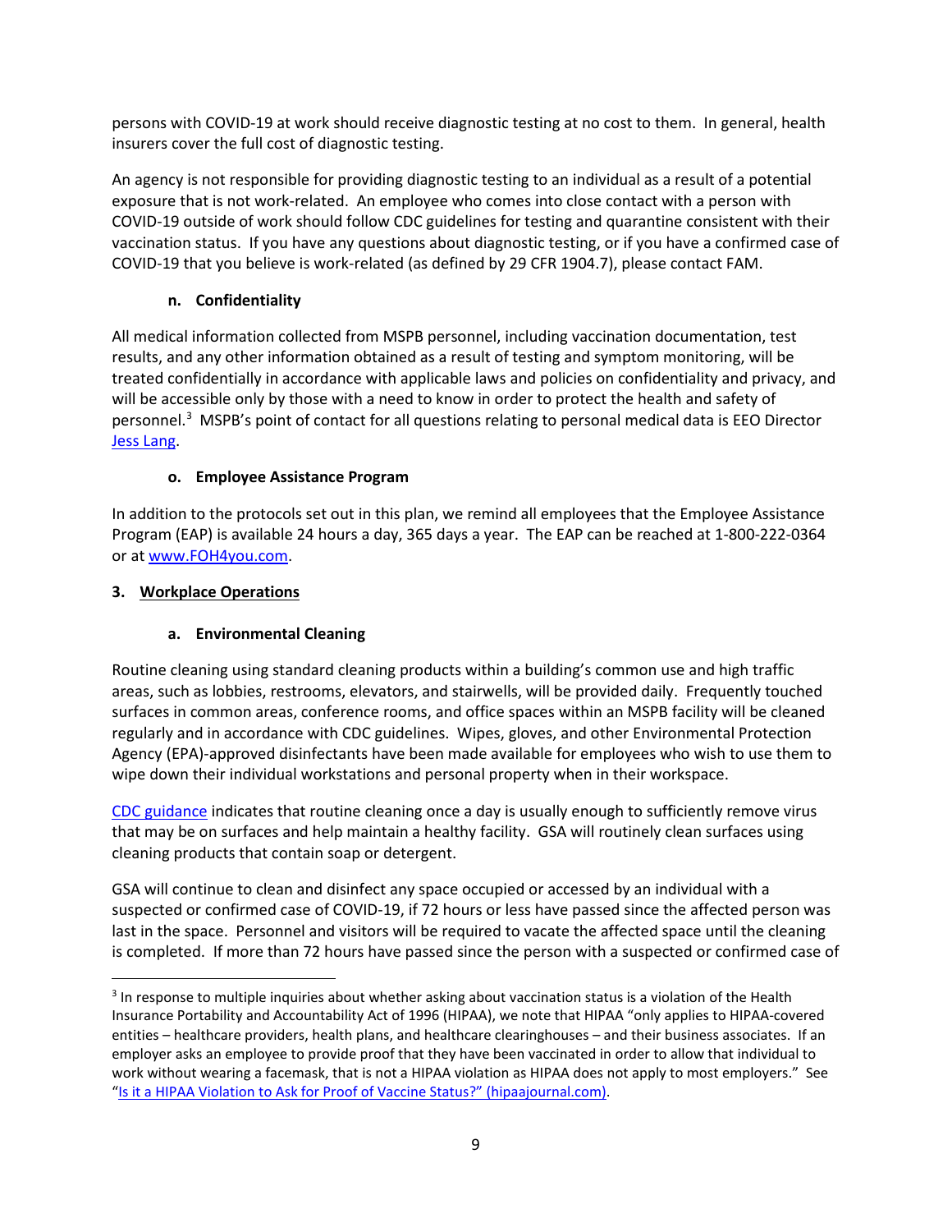persons with COVID-19 at work should receive diagnostic testing at no cost to them. In general, health insurers cover the full cost of diagnostic testing.

An agency is not responsible for providing diagnostic testing to an individual as a result of a potential exposure that is not work-related. An employee who comes into close contact with a person with COVID-19 outside of work should follow CDC guidelines for testing and quarantine consistent with their vaccination status. If you have any questions about diagnostic testing, or if you have a confirmed case of COVID-19 that you believe is work-related (as defined by 29 CFR 1904.7), please contact FAM.

#### n. Confidentiality

All medical information collected from MSPB personnel, including vaccination documentation, test results, and any other information obtained as a result of testing and symptom monitoring, will be treated confidentially in accordance with applicable laws and policies on confidentiality and privacy, and will be accessible only by those with a need to know in order to protect the health and safety of personnel.[3] MSPB's point of contact for all questions relating to personal medical data is EEO Director [Jess Lang](#).

#### o. Employee Assistance Program

In addition to the protocols set out in this plan, we remind all employees that the Employee Assistance Program (EAP) is available 24 hours a day, 365 days a year. The EAP can be reached at 1-800-222-0364 or at [www.FOH4you.com](http://www.FOH4you.com).

### 3. Workplace Operations

#### a. Environmental Cleaning

Routine cleaning using standard cleaning products within a building's common use and high traffic areas, such as lobbies, restrooms, elevators, and stairwells, will be provided daily. Frequently touched surfaces in common areas, conference rooms, and office spaces within an MSPB facility will be cleaned regularly and in accordance with CDC guidelines. Wipes, gloves, and other Environmental Protection Agency (EPA)-approved disinfectants have been made available for employees who wish to use them to wipe down their individual workstations and personal property when in their workspace.

[CDC guidance](#) indicates that routine cleaning once a day is usually enough to sufficiently remove virus that may be on surfaces and help maintain a healthy facility. GSA will routinely clean surfaces using cleaning products that contain soap or detergent.

GSA will continue to clean and disinfect any space occupied or accessed by an individual with a suspected or confirmed case of COVID-19, if 72 hours or less have passed since the affected person was last in the space. Personnel and visitors will be required to vacate the affected space until the cleaning is completed. If more than 72 hours have passed since the person with a suspected or confirmed case of

---

[3] In response to multiple inquiries about whether asking about vaccination status is a violation of the Health Insurance Portability and Accountability Act of 1996 (HIPAA), we note that HIPAA "only applies to HIPAA-covered entities – healthcare providers, health plans, and healthcare clearinghouses – and their business associates. If an employer asks an employee to provide proof that they have been vaccinated in order to allow that individual to work without wearing a facemask, that is not a HIPAA violation as HIPAA does not apply to most employers." See "[Is it a HIPAA Violation to Ask for Proof of Vaccine Status?" (hipaajournal.com)](#).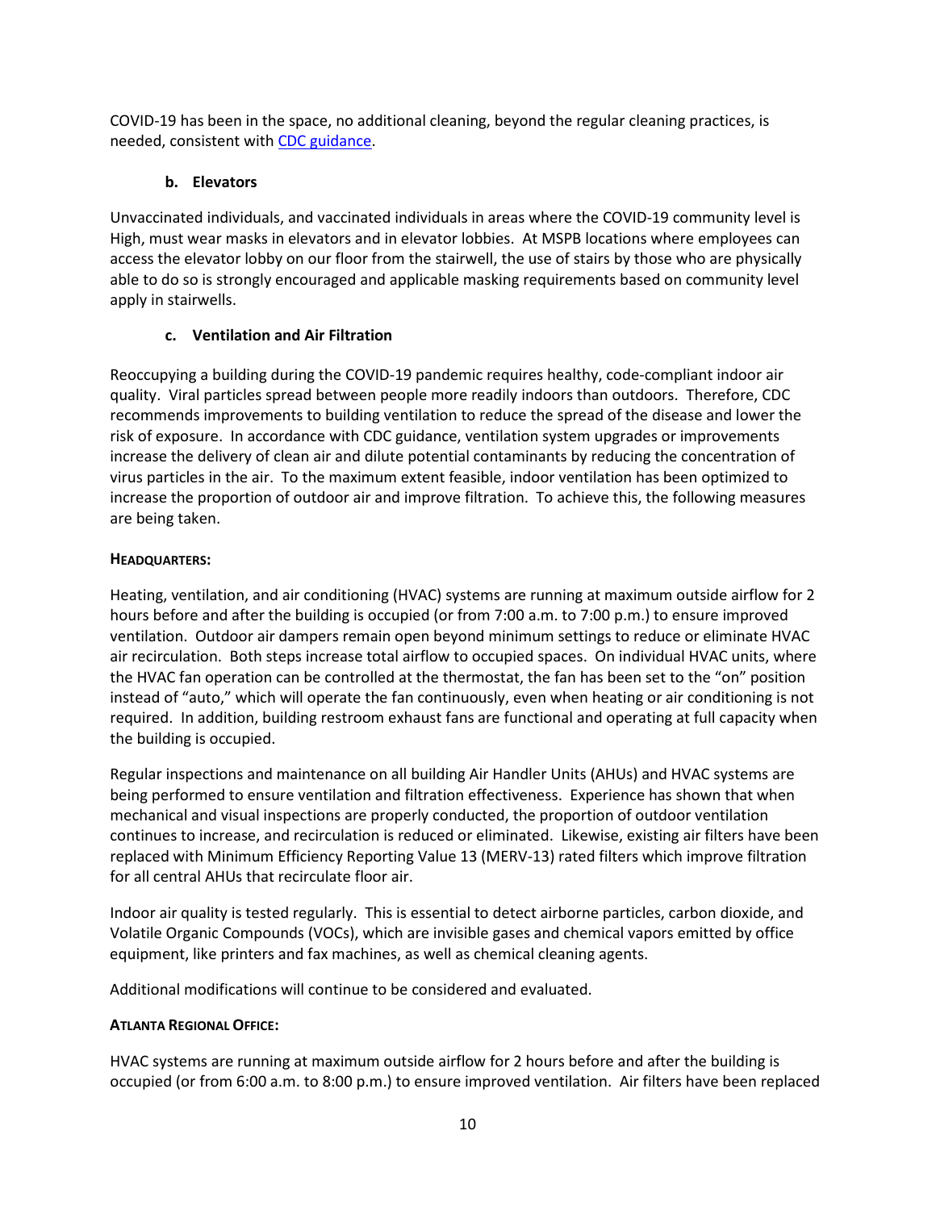COVID-19 has been in the space, no additional cleaning, beyond the regular cleaning practices, is needed, consistent with [CDC guidance](#).

### b. Elevators

Unvaccinated individuals, and vaccinated individuals in areas where the COVID-19 community level is High, must wear masks in elevators and in elevator lobbies. At MSPB locations where employees can access the elevator lobby on our floor from the stairwell, the use of stairs by those who are physically able to do so is strongly encouraged and applicable masking requirements based on community level apply in stairwells.

### c. Ventilation and Air Filtration

Reoccupying a building during the COVID-19 pandemic requires healthy, code-compliant indoor air quality. Viral particles spread between people more readily indoors than outdoors. Therefore, CDC recommends improvements to building ventilation to reduce the spread of the disease and lower the risk of exposure. In accordance with CDC guidance, ventilation system upgrades or improvements increase the delivery of clean air and dilute potential contaminants by reducing the concentration of virus particles in the air. To the maximum extent feasible, indoor ventilation has been optimized to increase the proportion of outdoor air and improve filtration. To achieve this, the following measures are being taken.

**HEADQUARTERS:**

Heating, ventilation, and air conditioning (HVAC) systems are running at maximum outside airflow for 2 hours before and after the building is occupied (or from 7:00 a.m. to 7:00 p.m.) to ensure improved ventilation. Outdoor air dampers remain open beyond minimum settings to reduce or eliminate HVAC air recirculation. Both steps increase total airflow to occupied spaces. On individual HVAC units, where the HVAC fan operation can be controlled at the thermostat, the fan has been set to the "on" position instead of "auto," which will operate the fan continuously, even when heating or air conditioning is not required. In addition, building restroom exhaust fans are functional and operating at full capacity when the building is occupied.

Regular inspections and maintenance on all building Air Handler Units (AHUs) and HVAC systems are being performed to ensure ventilation and filtration effectiveness. Experience has shown that when mechanical and visual inspections are properly conducted, the proportion of outdoor ventilation continues to increase, and recirculation is reduced or eliminated. Likewise, existing air filters have been replaced with Minimum Efficiency Reporting Value 13 (MERV-13) rated filters which improve filtration for all central AHUs that recirculate floor air.

Indoor air quality is tested regularly. This is essential to detect airborne particles, carbon dioxide, and Volatile Organic Compounds (VOCs), which are invisible gases and chemical vapors emitted by office equipment, like printers and fax machines, as well as chemical cleaning agents.

Additional modifications will continue to be considered and evaluated.

**ATLANTA REGIONAL OFFICE:**

HVAC systems are running at maximum outside airflow for 2 hours before and after the building is occupied (or from 6:00 a.m. to 8:00 p.m.) to ensure improved ventilation. Air filters have been replaced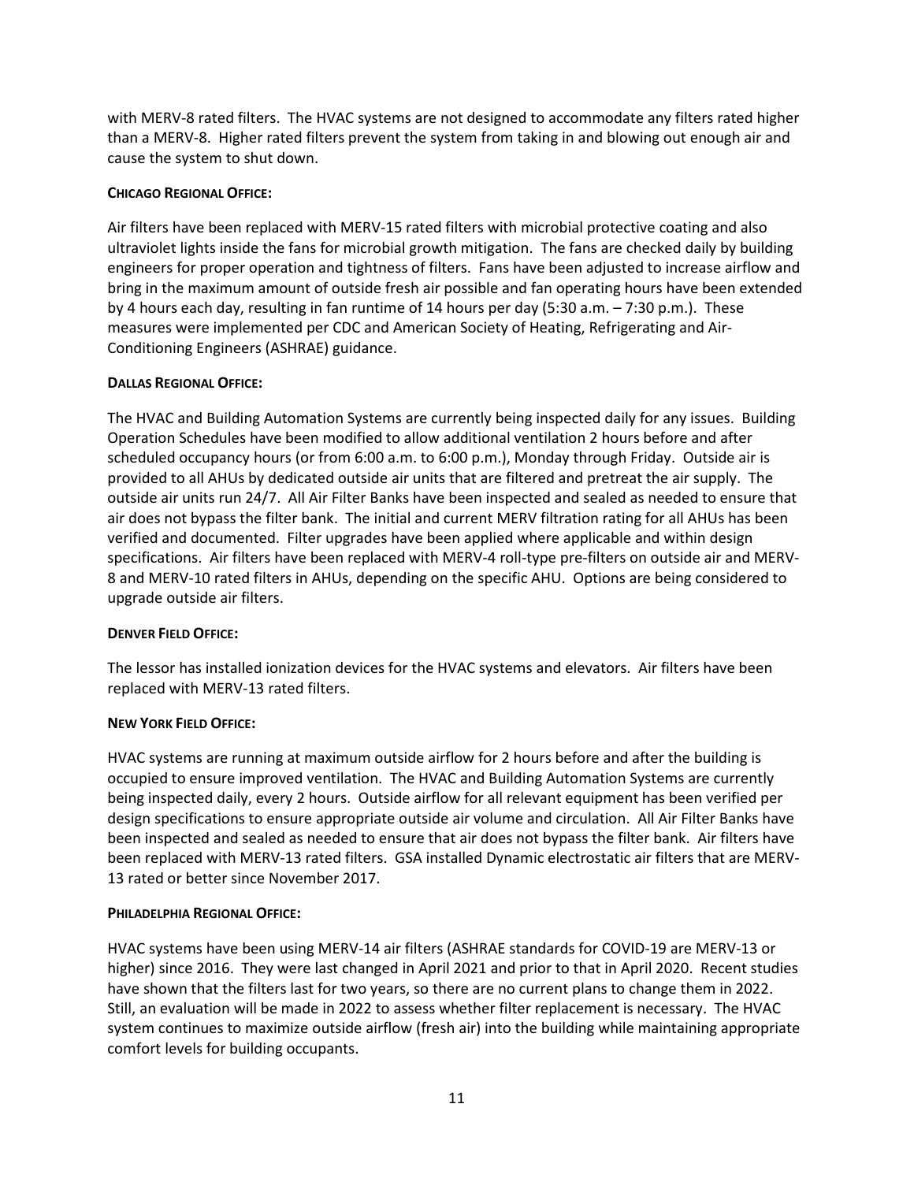with MERV-8 rated filters. The HVAC systems are not designed to accommodate any filters rated higher than a MERV-8. Higher rated filters prevent the system from taking in and blowing out enough air and cause the system to shut down.

**CHICAGO REGIONAL OFFICE:**

Air filters have been replaced with MERV-15 rated filters with microbial protective coating and also ultraviolet lights inside the fans for microbial growth mitigation. The fans are checked daily by building engineers for proper operation and tightness of filters. Fans have been adjusted to increase airflow and bring in the maximum amount of outside fresh air possible and fan operating hours have been extended by 4 hours each day, resulting in fan runtime of 14 hours per day (5:30 a.m. – 7:30 p.m.). These measures were implemented per CDC and American Society of Heating, Refrigerating and Air-Conditioning Engineers (ASHRAE) guidance.

**DALLAS REGIONAL OFFICE:**

The HVAC and Building Automation Systems are currently being inspected daily for any issues. Building Operation Schedules have been modified to allow additional ventilation 2 hours before and after scheduled occupancy hours (or from 6:00 a.m. to 6:00 p.m.), Monday through Friday. Outside air is provided to all AHUs by dedicated outside air units that are filtered and pretreat the air supply. The outside air units run 24/7. All Air Filter Banks have been inspected and sealed as needed to ensure that air does not bypass the filter bank. The initial and current MERV filtration rating for all AHUs has been verified and documented. Filter upgrades have been applied where applicable and within design specifications. Air filters have been replaced with MERV-4 roll-type pre-filters on outside air and MERV-8 and MERV-10 rated filters in AHUs, depending on the specific AHU. Options are being considered to upgrade outside air filters.

**DENVER FIELD OFFICE:**

The lessor has installed ionization devices for the HVAC systems and elevators. Air filters have been replaced with MERV-13 rated filters.

**NEW YORK FIELD OFFICE:**

HVAC systems are running at maximum outside airflow for 2 hours before and after the building is occupied to ensure improved ventilation. The HVAC and Building Automation Systems are currently being inspected daily, every 2 hours. Outside airflow for all relevant equipment has been verified per design specifications to ensure appropriate outside air volume and circulation. All Air Filter Banks have been inspected and sealed as needed to ensure that air does not bypass the filter bank. Air filters have been replaced with MERV-13 rated filters. GSA installed Dynamic electrostatic air filters that are MERV-13 rated or better since November 2017.

**PHILADELPHIA REGIONAL OFFICE:**

HVAC systems have been using MERV-14 air filters (ASHRAE standards for COVID-19 are MERV-13 or higher) since 2016. They were last changed in April 2021 and prior to that in April 2020. Recent studies have shown that the filters last for two years, so there are no current plans to change them in 2022. Still, an evaluation will be made in 2022 to assess whether filter replacement is necessary. The HVAC system continues to maximize outside airflow (fresh air) into the building while maintaining appropriate comfort levels for building occupants.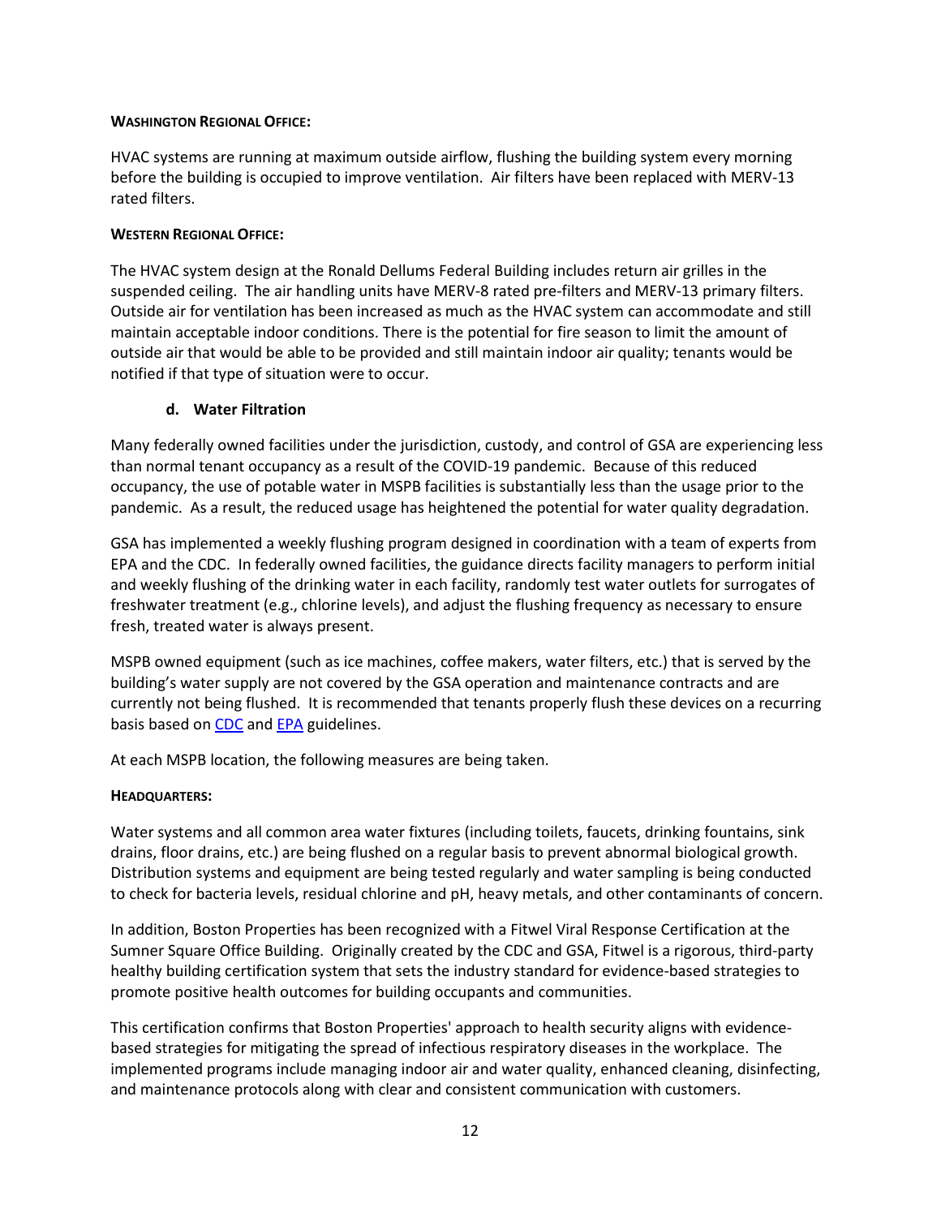**WASHINGTON REGIONAL OFFICE:**

HVAC systems are running at maximum outside airflow, flushing the building system every morning before the building is occupied to improve ventilation. Air filters have been replaced with MERV-13 rated filters.

**WESTERN REGIONAL OFFICE:**

The HVAC system design at the Ronald Dellums Federal Building includes return air grilles in the suspended ceiling. The air handling units have MERV-8 rated pre-filters and MERV-13 primary filters. Outside air for ventilation has been increased as much as the HVAC system can accommodate and still maintain acceptable indoor conditions. There is the potential for fire season to limit the amount of outside air that would be able to be provided and still maintain indoor air quality; tenants would be notified if that type of situation were to occur.

### d. Water Filtration

Many federally owned facilities under the jurisdiction, custody, and control of GSA are experiencing less than normal tenant occupancy as a result of the COVID-19 pandemic. Because of this reduced occupancy, the use of potable water in MSPB facilities is substantially less than the usage prior to the pandemic. As a result, the reduced usage has heightened the potential for water quality degradation.

GSA has implemented a weekly flushing program designed in coordination with a team of experts from EPA and the CDC. In federally owned facilities, the guidance directs facility managers to perform initial and weekly flushing of the drinking water in each facility, randomly test water outlets for surrogates of freshwater treatment (e.g., chlorine levels), and adjust the flushing frequency as necessary to ensure fresh, treated water is always present.

MSPB owned equipment (such as ice machines, coffee makers, water filters, etc.) that is served by the building's water supply are not covered by the GSA operation and maintenance contracts and are currently not being flushed. It is recommended that tenants properly flush these devices on a recurring basis based on CDC and EPA guidelines.

At each MSPB location, the following measures are being taken.

**HEADQUARTERS:**

Water systems and all common area water fixtures (including toilets, faucets, drinking fountains, sink drains, floor drains, etc.) are being flushed on a regular basis to prevent abnormal biological growth. Distribution systems and equipment are being tested regularly and water sampling is being conducted to check for bacteria levels, residual chlorine and pH, heavy metals, and other contaminants of concern.

In addition, Boston Properties has been recognized with a Fitwel Viral Response Certification at the Sumner Square Office Building. Originally created by the CDC and GSA, Fitwel is a rigorous, third-party healthy building certification system that sets the industry standard for evidence-based strategies to promote positive health outcomes for building occupants and communities.

This certification confirms that Boston Properties' approach to health security aligns with evidence-based strategies for mitigating the spread of infectious respiratory diseases in the workplace. The implemented programs include managing indoor air and water quality, enhanced cleaning, disinfecting, and maintenance protocols along with clear and consistent communication with customers.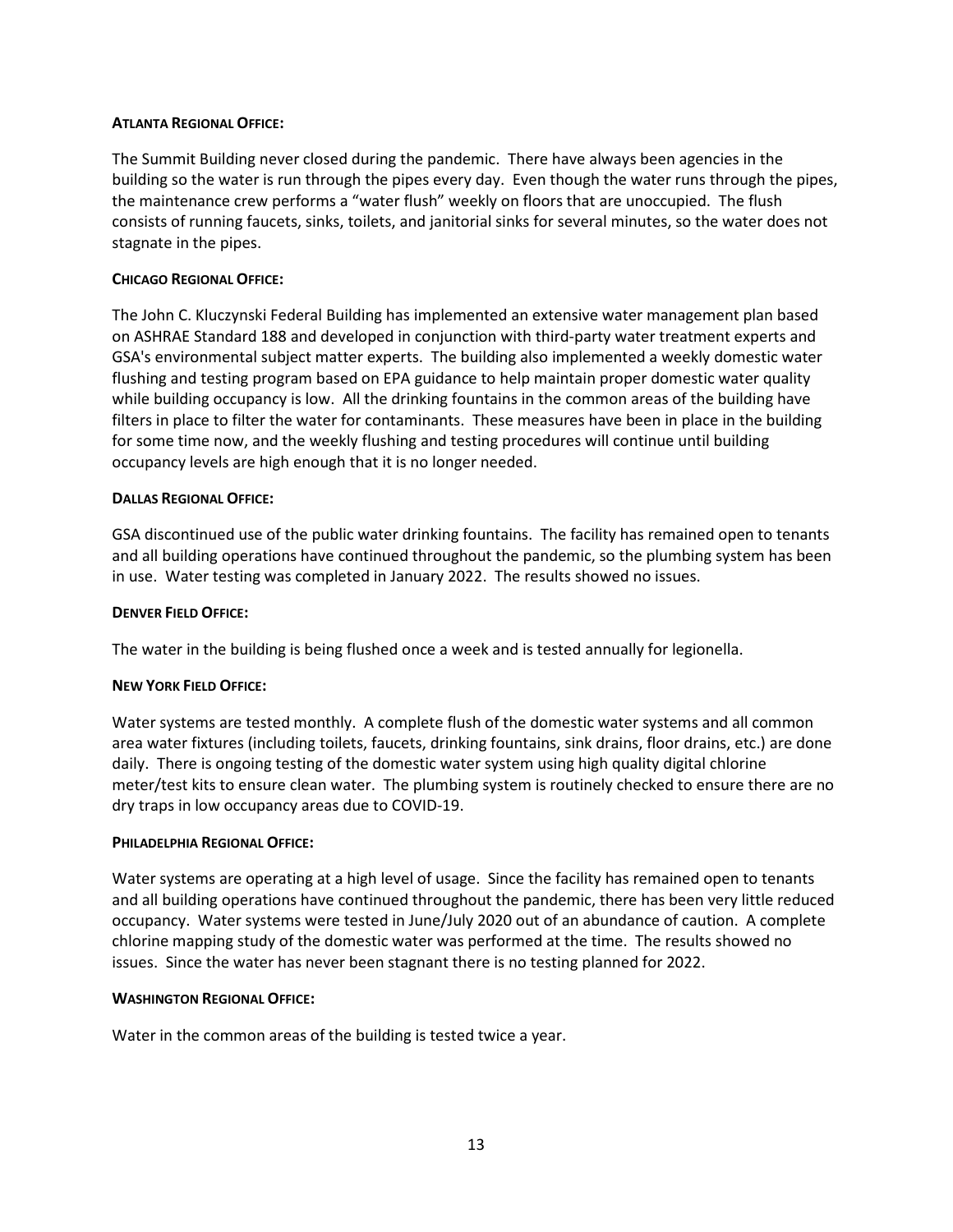**ATLANTA REGIONAL OFFICE:**

The Summit Building never closed during the pandemic. There have always been agencies in the building so the water is run through the pipes every day. Even though the water runs through the pipes, the maintenance crew performs a "water flush" weekly on floors that are unoccupied. The flush consists of running faucets, sinks, toilets, and janitorial sinks for several minutes, so the water does not stagnate in the pipes.

**CHICAGO REGIONAL OFFICE:**

The John C. Kluczynski Federal Building has implemented an extensive water management plan based on ASHRAE Standard 188 and developed in conjunction with third-party water treatment experts and GSA's environmental subject matter experts. The building also implemented a weekly domestic water flushing and testing program based on EPA guidance to help maintain proper domestic water quality while building occupancy is low. All the drinking fountains in the common areas of the building have filters in place to filter the water for contaminants. These measures have been in place in the building for some time now, and the weekly flushing and testing procedures will continue until building occupancy levels are high enough that it is no longer needed.

**DALLAS REGIONAL OFFICE:**

GSA discontinued use of the public water drinking fountains. The facility has remained open to tenants and all building operations have continued throughout the pandemic, so the plumbing system has been in use. Water testing was completed in January 2022. The results showed no issues.

**DENVER FIELD OFFICE:**

The water in the building is being flushed once a week and is tested annually for legionella.

**NEW YORK FIELD OFFICE:**

Water systems are tested monthly. A complete flush of the domestic water systems and all common area water fixtures (including toilets, faucets, drinking fountains, sink drains, floor drains, etc.) are done daily. There is ongoing testing of the domestic water system using high quality digital chlorine meter/test kits to ensure clean water. The plumbing system is routinely checked to ensure there are no dry traps in low occupancy areas due to COVID-19.

**PHILADELPHIA REGIONAL OFFICE:**

Water systems are operating at a high level of usage. Since the facility has remained open to tenants and all building operations have continued throughout the pandemic, there has been very little reduced occupancy. Water systems were tested in June/July 2020 out of an abundance of caution. A complete chlorine mapping study of the domestic water was performed at the time. The results showed no issues. Since the water has never been stagnant there is no testing planned for 2022.

**WASHINGTON REGIONAL OFFICE:**

Water in the common areas of the building is tested twice a year.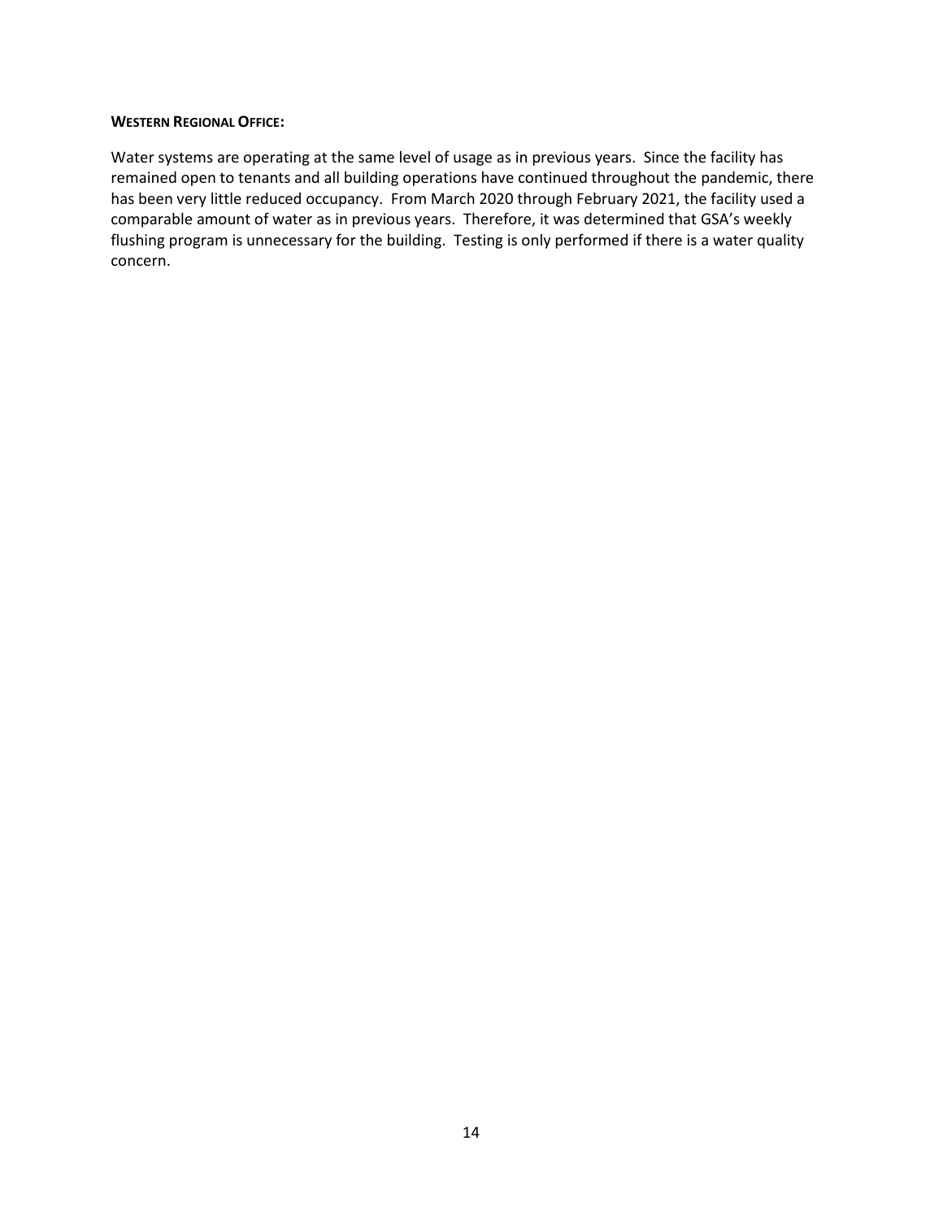**WESTERN REGIONAL OFFICE:**

Water systems are operating at the same level of usage as in previous years. Since the facility has remained open to tenants and all building operations have continued throughout the pandemic, there has been very little reduced occupancy. From March 2020 through February 2021, the facility used a comparable amount of water as in previous years. Therefore, it was determined that GSA's weekly flushing program is unnecessary for the building. Testing is only performed if there is a water quality concern.